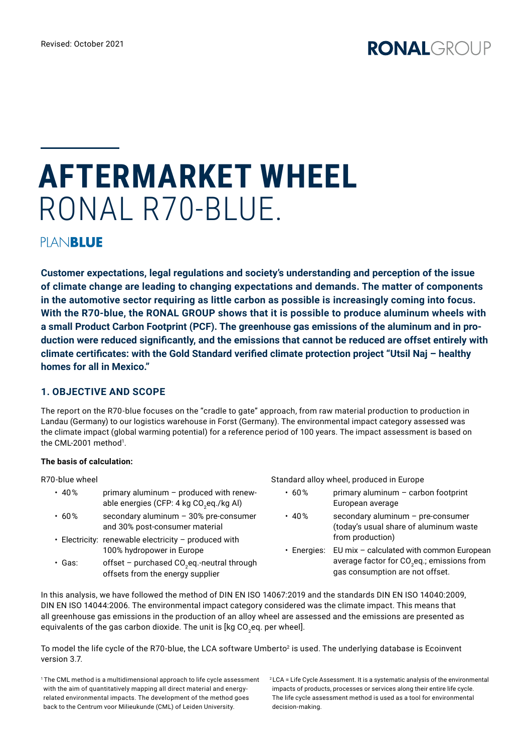Revised: October 2021

RONALGROUP

# AFTERMARKET WHEEL
# RONAL R70-BLUE.

PLANBLUE

**Customer expectations, legal regulations and society's understanding and perception of the issue of climate change are leading to changing expectations and demands. The matter of components in the automotive sector requiring as little carbon as possible is increasingly coming into focus. With the R70-blue, the RONAL GROUP shows that it is possible to produce aluminum wheels with a small Product Carbon Footprint (PCF). The greenhouse gas emissions of the aluminum and in production were reduced significantly, and the emissions that cannot be reduced are offset entirely with climate certificates: with the Gold Standard verified climate protection project "Utsil Naj – healthy homes for all in Mexico."**

## 1. OBJECTIVE AND SCOPE

The report on the R70-blue focuses on the "cradle to gate" approach, from raw material production to production in Landau (Germany) to our logistics warehouse in Forst (Germany). The environmental impact category assessed was the climate impact (global warming potential) for a reference period of 100 years. The impact assessment is based on the CML-2001 method[1].

**The basis of calculation:**

R70-blue wheel

- 40% primary aluminum – produced with renewable energies (CFP: 4 kg $CO_2$eq./kg Al)
- 60% secondary aluminum – 30% pre-consumer and 30% post-consumer material
- Electricity: renewable electricity – produced with 100% hydropower in Europe
- Gas: offset – purchased $CO_2$eq.-neutral through offsets from the energy supplier

Standard alloy wheel, produced in Europe

- 60% primary aluminum – carbon footprint European average
- 40% secondary aluminum – pre-consumer (today's usual share of aluminum waste from production)
- Energies: EU mix – calculated with common European average factor for $CO_2$eq.; emissions from gas consumption are not offset.

In this analysis, we have followed the method of DIN EN ISO 14067:2019 and the standards DIN EN ISO 14040:2009, DIN EN ISO 14044:2006. The environmental impact category considered was the climate impact. This means that all greenhouse gas emissions in the production of an alloy wheel are assessed and the emissions are presented as equivalents of the gas carbon dioxide. The unit is [kg $CO_2$eq. per wheel].

To model the life cycle of the R70-blue, the LCA software Umberto[2] is used. The underlying database is Ecoinvent version 3.7.

[1] The CML method is a multidimensional approach to life cycle assessment with the aim of quantitatively mapping all direct material and energy-related environmental impacts. The development of the method goes back to the Centrum voor Milieukunde (CML) of Leiden University.

[2] LCA = Life Cycle Assessment. It is a systematic analysis of the environmental impacts of products, processes or services along their entire life cycle. The life cycle assessment method is used as a tool for environmental decision-making.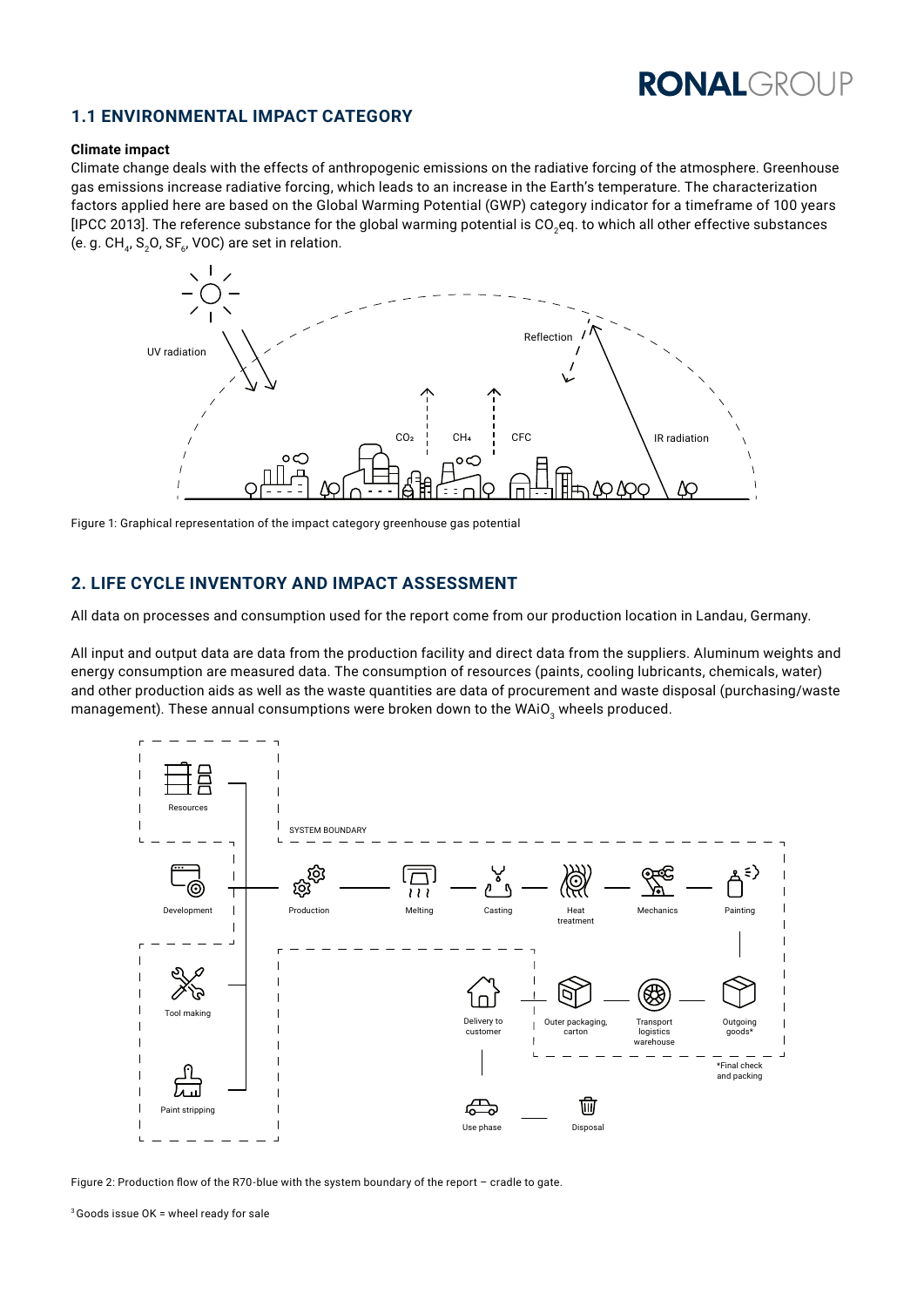## 1.1 ENVIRONMENTAL IMPACT CATEGORY

**Climate impact**

Climate change deals with the effects of anthropogenic emissions on the radiative forcing of the atmosphere. Greenhouse gas emissions increase radiative forcing, which leads to an increase in the Earth's temperature. The characterization factors applied here are based on the Global Warming Potential (GWP) category indicator for a timeframe of 100 years [IPCC 2013]. The reference substance for the global warming potential is $CO_2$eq. to which all other effective substances (e. g. $CH_4$, $S_2O$, $SF_6$, VOC) are set in relation.

Figure 1: Graphical representation of the impact category greenhouse gas potential

## 2. LIFE CYCLE INVENTORY AND IMPACT ASSESSMENT

All data on processes and consumption used for the report come from our production location in Landau, Germany.

All input and output data are data from the production facility and direct data from the suppliers. Aluminum weights and energy consumption are measured data. The consumption of resources (paints, cooling lubricants, chemicals, water) and other production aids as well as the waste quantities are data of procurement and waste disposal (purchasing/waste management). These annual consumptions were broken down to the WAiO[3] wheels produced.

Figure 2: Production flow of the R70-blue with the system boundary of the report – cradle to gate.

[3] Goods issue OK = wheel ready for sale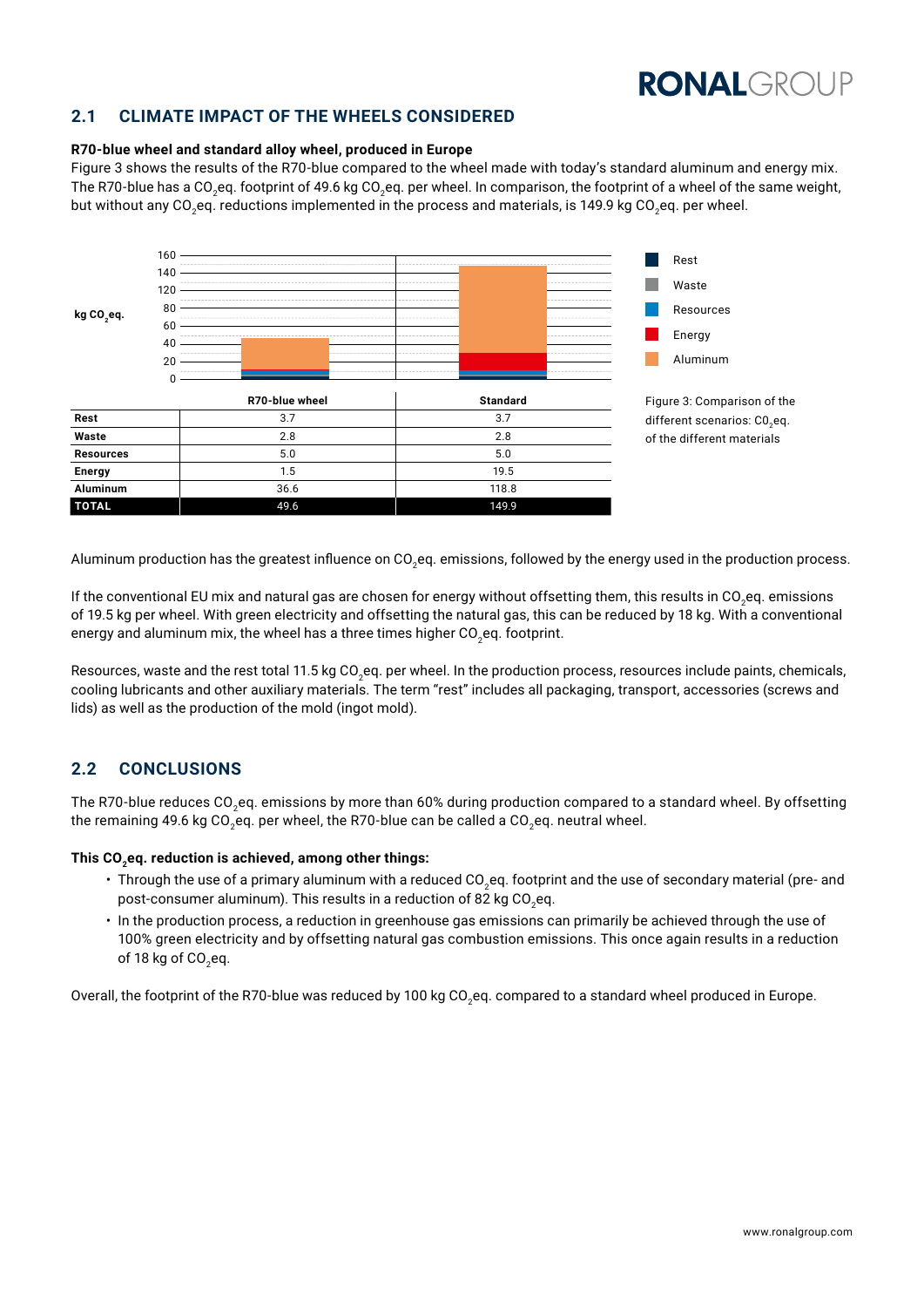## 2.1 CLIMATE IMPACT OF THE WHEELS CONSIDERED

**R70-blue wheel and standard alloy wheel, produced in Europe**

Figure 3 shows the results of the R70-blue compared to the wheel made with today's standard aluminum and energy mix. The R70-blue has a $CO_2$eq. footprint of 49.6 kg $CO_2$eq. per wheel. In comparison, the footprint of a wheel of the same weight, but without any $CO_2$eq. reductions implemented in the process and materials, is 149.9 kg $CO_2$eq. per wheel.

kg $CO_2$eq.

160
140
120
80
60
40
20
0

Rest
Waste
Resources
Energy
Aluminum

| | R70-blue wheel | Standard |
|---|---|---|
| **Rest** | 3.7 | 3.7 |
| **Waste** | 2.8 | 2.8 |
| **Resources** | 5.0 | 5.0 |
| **Energy** | 1.5 | 19.5 |
| **Aluminum** | 36.6 | 118.8 |
| **TOTAL** | 49.6 | 149.9 |

Figure 3: Comparison of the different scenarios: $CO_2$eq. of the different materials

Aluminum production has the greatest influence on $CO_2$eq. emissions, followed by the energy used in the production process.

If the conventional EU mix and natural gas are chosen for energy without offsetting them, this results in $CO_2$eq. emissions of 19.5 kg per wheel. With green electricity and offsetting the natural gas, this can be reduced by 18 kg. With a conventional energy and aluminum mix, the wheel has a three times higher $CO_2$eq. footprint.

Resources, waste and the rest total 11.5 kg $CO_2$eq. per wheel. In the production process, resources include paints, chemicals, cooling lubricants and other auxiliary materials. The term "rest" includes all packaging, transport, accessories (screws and lids) as well as the production of the mold (ingot mold).

## 2.2 CONCLUSIONS

The R70-blue reduces $CO_2$eq. emissions by more than 60% during production compared to a standard wheel. By offsetting the remaining 49.6 kg $CO_2$eq. per wheel, the R70-blue can be called a $CO_2$eq. neutral wheel.

**This $CO_2$eq. reduction is achieved, among other things:**

- Through the use of a primary aluminum with a reduced $CO_2$eq. footprint and the use of secondary material (pre- and post-consumer aluminum). This results in a reduction of 82 kg $CO_2$eq.
- In the production process, a reduction in greenhouse gas emissions can primarily be achieved through the use of 100% green electricity and by offsetting natural gas combustion emissions. This once again results in a reduction of 18 kg of $CO_2$eq.

Overall, the footprint of the R70-blue was reduced by 100 kg $CO_2$eq. compared to a standard wheel produced in Europe.